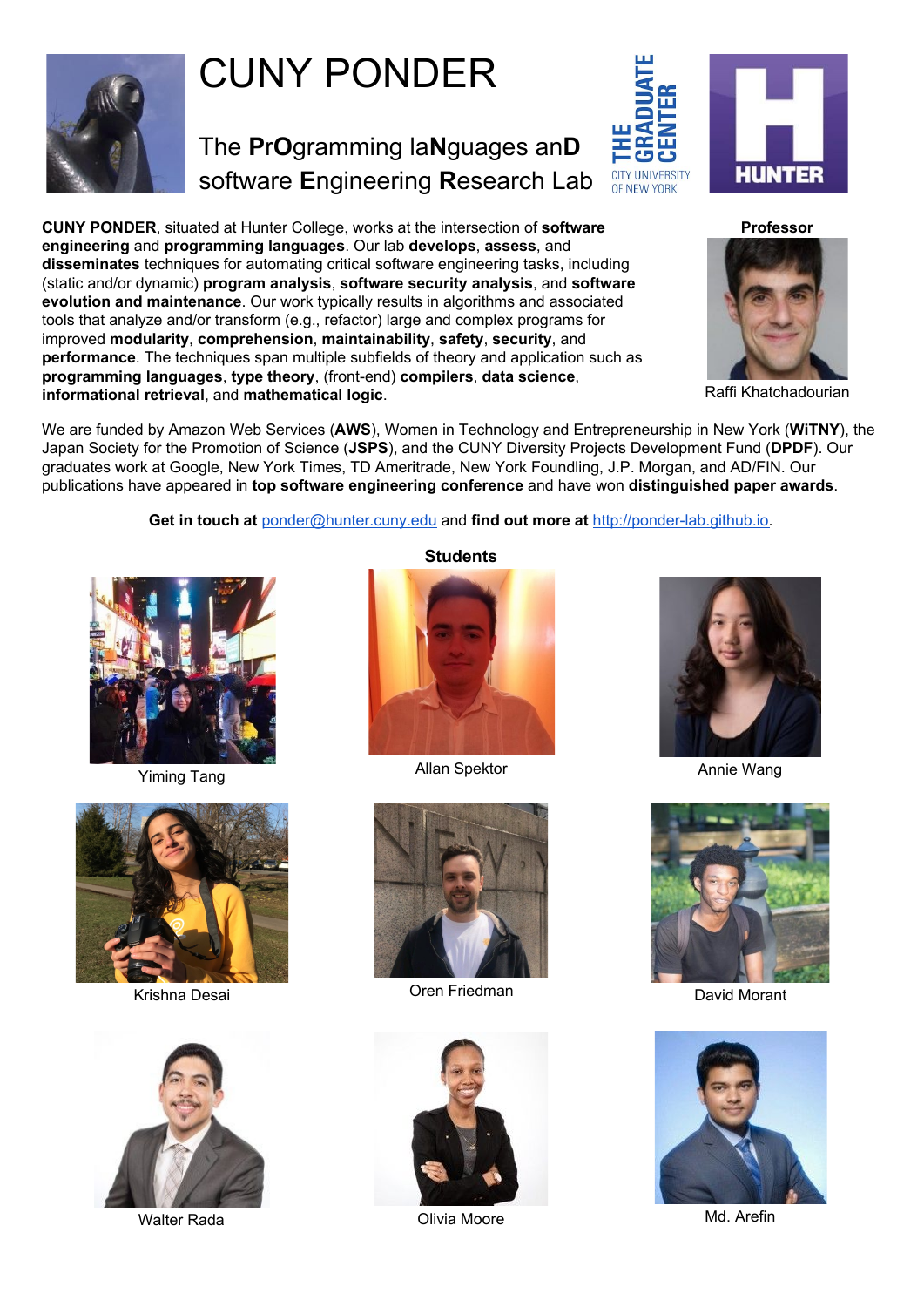# CUNY PONDER

## The **PrO**gramming la**N**guages an**D** software **E**ngineering **R**esearch Lab

**CUNY PONDER**, situated at Hunter College, works at the intersection of **software engineering** and **programming languages**. Our lab **develops**, **assess**, and **disseminates** techniques for automating critical software engineering tasks, including (static and/or dynamic) **program analysis**, **software security analysis**, and **software evolution and maintenance**. Our work typically results in algorithms and associated tools that analyze and/or transform (e.g., refactor) large and complex programs for improved **modularity**, **comprehension**, **maintainability**, **safety**, **security**, and **performance**. The techniques span multiple subfields of theory and application such as **programming languages**, **type theory**, (front-end) **compilers**, **data science**, **informational retrieval**, and **mathematical logic**.

**Professor**

Raffi Khatchadourian

We are funded by Amazon Web Services (**AWS**), Women in Technology and Entrepreneurship in New York (**WiTNY**), the Japan Society for the Promotion of Science (**JSPS**), and the CUNY Diversity Projects Development Fund (**DPDF**). Our graduates work at Google, New York Times, TD Ameritrade, New York Foundling, J.P. Morgan, and AD/FIN. Our publications have appeared in **top software engineering conference** and have won **distinguished paper awards**.

**Get in touch at** ponder@hunter.cuny.edu and **find out more at** http://ponder-lab.github.io.

**Students**

Yiming Tang

Allan Spektor

Annie Wang

Krishna Desai

Oren Friedman

David Morant

Walter Rada

Olivia Moore

Md. Arefin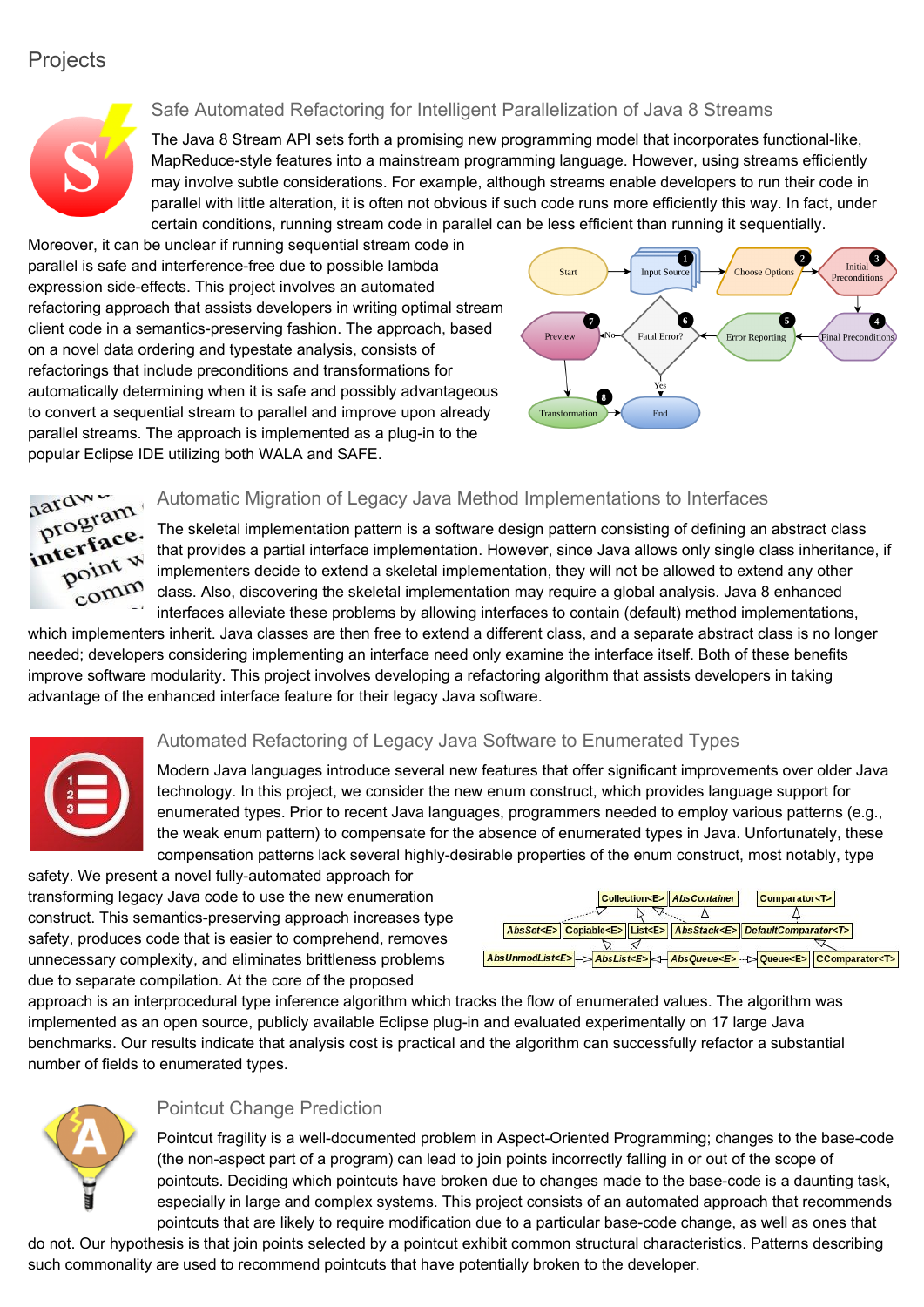# Projects

## Safe Automated Refactoring for Intelligent Parallelization of Java 8 Streams

The Java 8 Stream API sets forth a promising new programming model that incorporates functional-like, MapReduce-style features into a mainstream programming language. However, using streams efficiently may involve subtle considerations. For example, although streams enable developers to run their code in parallel with little alteration, it is often not obvious if such code runs more efficiently this way. In fact, under certain conditions, running stream code in parallel can be less efficient than running it sequentially. Moreover, it can be unclear if running sequential stream code in parallel is safe and interference-free due to possible lambda expression side-effects. This project involves an automated refactoring approach that assists developers in writing optimal stream client code in a semantics-preserving fashion. The approach, based on a novel data ordering and typestate analysis, consists of refactorings that include preconditions and transformations for automatically determining when it is safe and possibly advantageous to convert a sequential stream to parallel and improve upon already parallel streams. The approach is implemented as a plug-in to the popular Eclipse IDE utilizing both WALA and SAFE.

Start
Input Source 1
Choose Options 2
Initial Preconditions 3
Final Preconditions 4
Error Reporting 5
Fatal Error? 6
Preview 7
No
Yes
Transformation 8
End

## Automatic Migration of Legacy Java Method Implementations to Interfaces

The skeletal implementation pattern is a software design pattern consisting of defining an abstract class that provides a partial interface implementation. However, since Java allows only single class inheritance, if implementers decide to extend a skeletal implementation, they will not be allowed to extend any other class. Also, discovering the skeletal implementation may require a global analysis. Java 8 enhanced interfaces alleviate these problems by allowing interfaces to contain (default) method implementations, which implementers inherit. Java classes are then free to extend a different class, and a separate abstract class is no longer needed; developers considering implementing an interface need only examine the interface itself. Both of these benefits improve software modularity. This project involves developing a refactoring algorithm that assists developers in taking advantage of the enhanced interface feature for their legacy Java software.

## Automated Refactoring of Legacy Java Software to Enumerated Types

Modern Java languages introduce several new features that offer significant improvements over older Java technology. In this project, we consider the new enum construct, which provides language support for enumerated types. Prior to recent Java languages, programmers needed to employ various patterns (e.g., the weak enum pattern) to compensate for the absence of enumerated types in Java. Unfortunately, these compensation patterns lack several highly-desirable properties of the enum construct, most notably, type safety. We present a novel fully-automated approach for transforming legacy Java code to use the new enumeration construct. This semantics-preserving approach increases type safety, produces code that is easier to comprehend, removes unnecessary complexity, and eliminates brittleness problems due to separate compilation. At the core of the proposed approach is an interprocedural type inference algorithm which tracks the flow of enumerated values. The algorithm was implemented as an open source, publicly available Eclipse plug-in and evaluated experimentally on 17 large Java benchmarks. Our results indicate that analysis cost is practical and the algorithm can successfully refactor a substantial number of fields to enumerated types.

Collection<E>
AbsContainer
Comparator<T>
AbsSet<E>
Copiable<E>
List<E>
AbsStack<E>
DefaultComparator<T>
AbsUnmodList<E>
AbsList<E>
AbsQueue<E>
Queue<E>
CComparator<T>

## Pointcut Change Prediction

Pointcut fragility is a well-documented problem in Aspect-Oriented Programming; changes to the base-code (the non-aspect part of a program) can lead to join points incorrectly falling in or out of the scope of pointcuts. Deciding which pointcuts have broken due to changes made to the base-code is a daunting task, especially in large and complex systems. This project consists of an automated approach that recommends pointcuts that are likely to require modification due to a particular base-code change, as well as ones that do not. Our hypothesis is that join points selected by a pointcut exhibit common structural characteristics. Patterns describing such commonality are used to recommend pointcuts that have potentially broken to the developer.